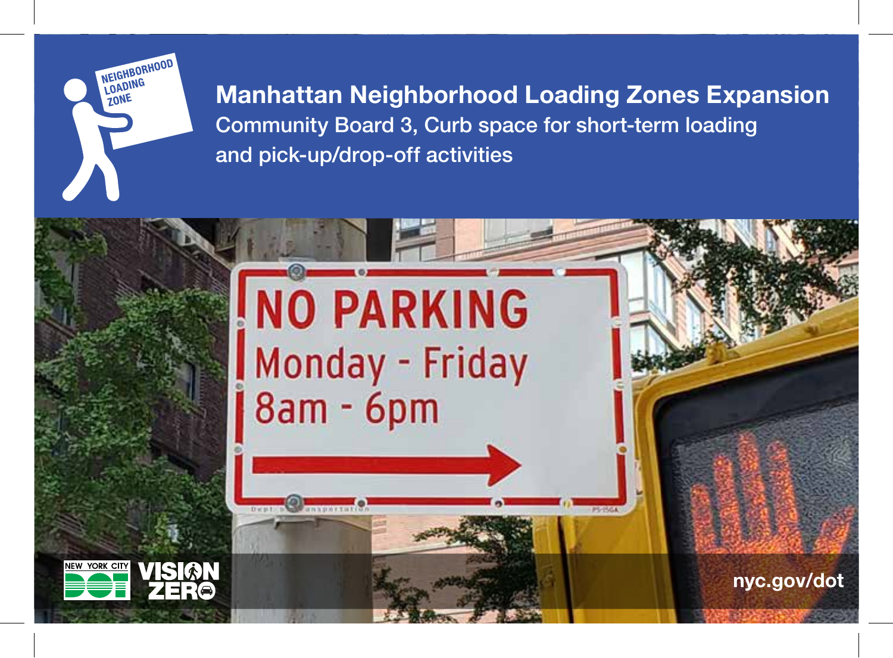# Manhattan Neighborhood Loading Zones Expansion

Community Board 3, Curb space for short-term loading and pick-up/drop-off activities

NO PARKING

Monday - Friday

8am - 6pm

nyc.gov/dot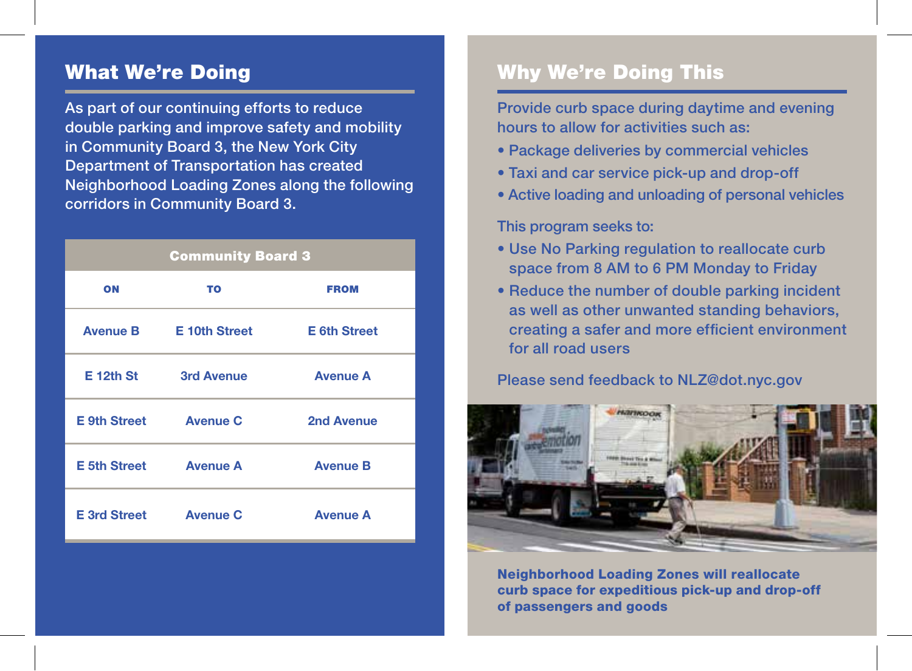## What We're Doing

As part of our continuing efforts to reduce double parking and improve safety and mobility in Community Board 3, the New York City Department of Transportation has created Neighborhood Loading Zones along the following corridors in Community Board 3.

| Community Board 3 | | |
|---|---|---|
| **ON** | **TO** | **FROM** |
| Avenue B | E 10th Street | E 6th Street |
| E 12th St | 3rd Avenue | Avenue A |
| E 9th Street | Avenue C | 2nd Avenue |
| E 5th Street | Avenue A | Avenue B |
| E 3rd Street | Avenue C | Avenue A |

## Why We're Doing This

Provide curb space during daytime and evening hours to allow for activities such as:

- Package deliveries by commercial vehicles
- Taxi and car service pick-up and drop-off
- Active loading and unloading of personal vehicles

This program seeks to:

- Use No Parking regulation to reallocate curb space from 8 AM to 6 PM Monday to Friday
- Reduce the number of double parking incident as well as other unwanted standing behaviors, creating a safer and more efficient environment for all road users

Please send feedback to NLZ@dot.nyc.gov

**Neighborhood Loading Zones will reallocate curb space for expeditious pick-up and drop-off of passengers and goods**